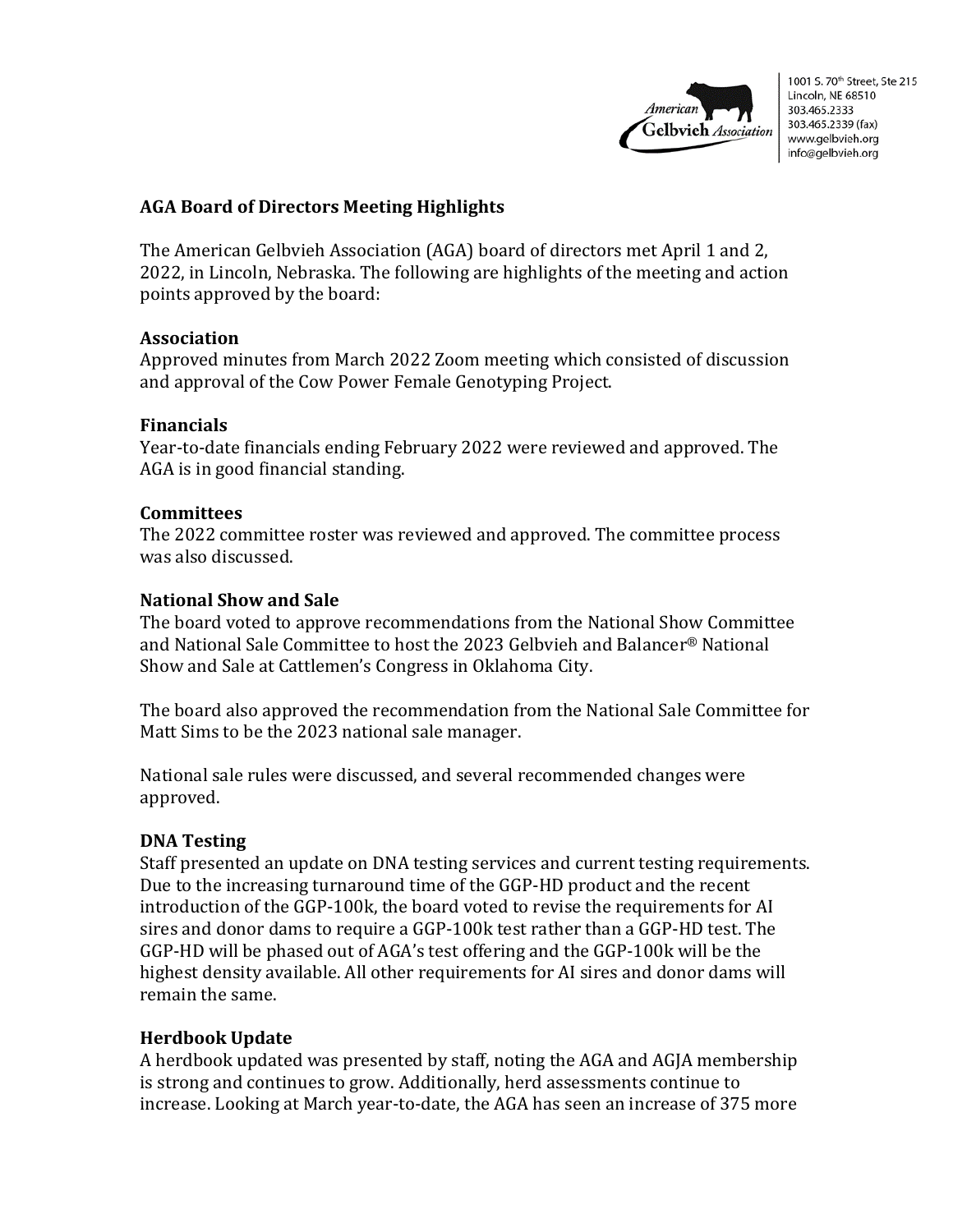1001 S. 70th Street, Ste 215
Lincoln, NE 68510
303.465.2333
303.465.2339 (fax)
www.gelbvieh.org
info@gelbvieh.org

## AGA Board of Directors Meeting Highlights

The American Gelbvieh Association (AGA) board of directors met April 1 and 2, 2022, in Lincoln, Nebraska. The following are highlights of the meeting and action points approved by the board:

### Association

Approved minutes from March 2022 Zoom meeting which consisted of discussion and approval of the Cow Power Female Genotyping Project.

### Financials

Year-to-date financials ending February 2022 were reviewed and approved. The AGA is in good financial standing.

### Committees

The 2022 committee roster was reviewed and approved. The committee process was also discussed.

### National Show and Sale

The board voted to approve recommendations from the National Show Committee and National Sale Committee to host the 2023 Gelbvieh and Balancer® National Show and Sale at Cattlemen's Congress in Oklahoma City.

The board also approved the recommendation from the National Sale Committee for Matt Sims to be the 2023 national sale manager.

National sale rules were discussed, and several recommended changes were approved.

### DNA Testing

Staff presented an update on DNA testing services and current testing requirements. Due to the increasing turnaround time of the GGP-HD product and the recent introduction of the GGP-100k, the board voted to revise the requirements for AI sires and donor dams to require a GGP-100k test rather than a GGP-HD test. The GGP-HD will be phased out of AGA's test offering and the GGP-100k will be the highest density available. All other requirements for AI sires and donor dams will remain the same.

### Herdbook Update

A herdbook updated was presented by staff, noting the AGA and AGJA membership is strong and continues to grow. Additionally, herd assessments continue to increase. Looking at March year-to-date, the AGA has seen an increase of 375 more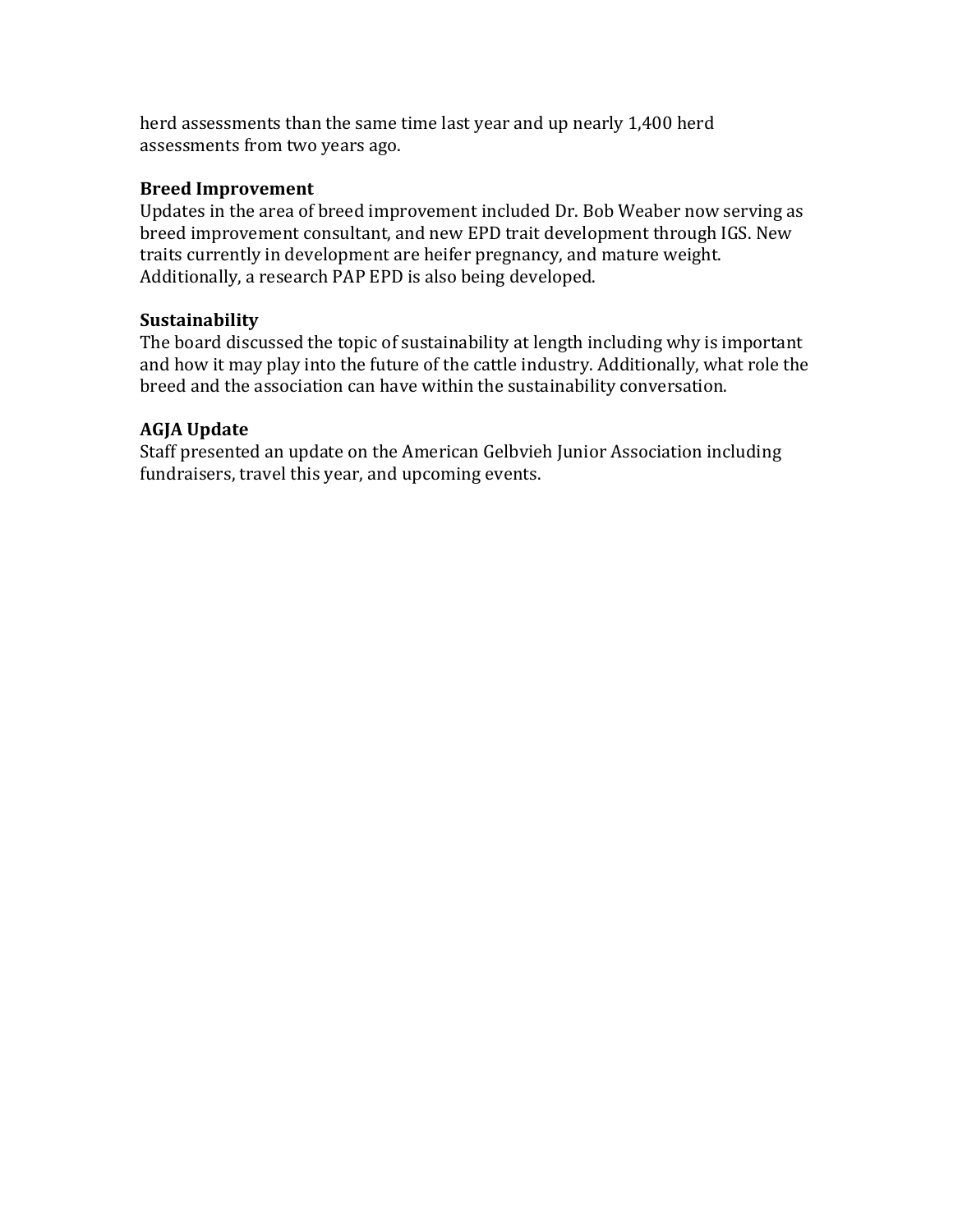herd assessments than the same time last year and up nearly 1,400 herd assessments from two years ago.

**Breed Improvement**
Updates in the area of breed improvement included Dr. Bob Weaber now serving as breed improvement consultant, and new EPD trait development through IGS. New traits currently in development are heifer pregnancy, and mature weight. Additionally, a research PAP EPD is also being developed.

**Sustainability**
The board discussed the topic of sustainability at length including why is important and how it may play into the future of the cattle industry. Additionally, what role the breed and the association can have within the sustainability conversation.

**AGJA Update**
Staff presented an update on the American Gelbvieh Junior Association including fundraisers, travel this year, and upcoming events.